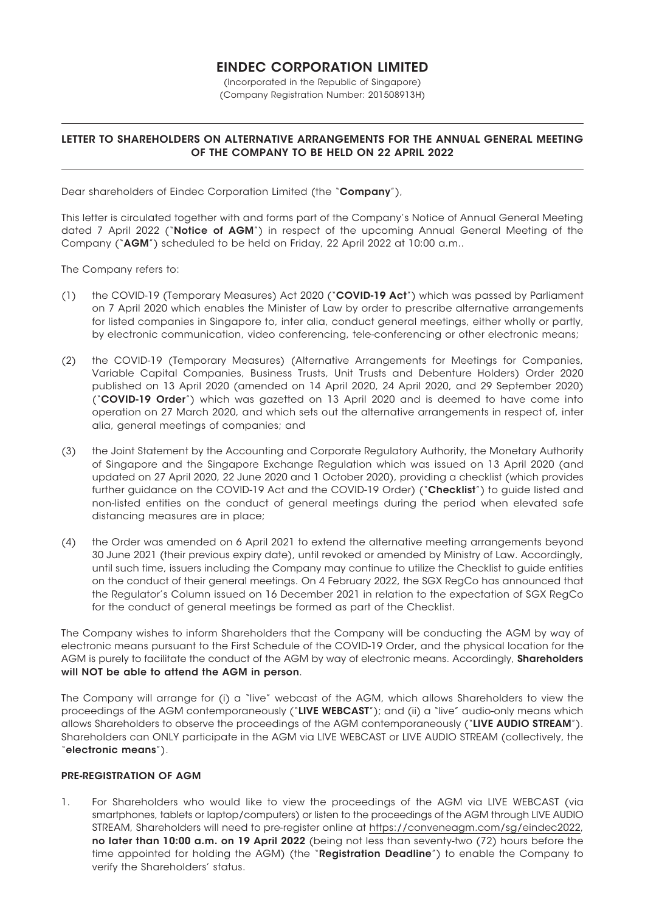# EINDEC CORPORATION LIMITED

(Incorporated in the Republic of Singapore)
(Company Registration Number: 201508913H)

## LETTER TO SHAREHOLDERS ON ALTERNATIVE ARRANGEMENTS FOR THE ANNUAL GENERAL MEETING OF THE COMPANY TO BE HELD ON 22 APRIL 2022

Dear shareholders of Eindec Corporation Limited (the "**Company**"),

This letter is circulated together with and forms part of the Company's Notice of Annual General Meeting dated 7 April 2022 ("**Notice of AGM**") in respect of the upcoming Annual General Meeting of the Company ("**AGM**") scheduled to be held on Friday, 22 April 2022 at 10:00 a.m..

The Company refers to:

(1) the COVID-19 (Temporary Measures) Act 2020 ("**COVID-19 Act**") which was passed by Parliament on 7 April 2020 which enables the Minister of Law by order to prescribe alternative arrangements for listed companies in Singapore to, inter alia, conduct general meetings, either wholly or partly, by electronic communication, video conferencing, tele-conferencing or other electronic means;

(2) the COVID-19 (Temporary Measures) (Alternative Arrangements for Meetings for Companies, Variable Capital Companies, Business Trusts, Unit Trusts and Debenture Holders) Order 2020 published on 13 April 2020 (amended on 14 April 2020, 24 April 2020, and 29 September 2020) ("**COVID-19 Order**") which was gazetted on 13 April 2020 and is deemed to have come into operation on 27 March 2020, and which sets out the alternative arrangements in respect of, inter alia, general meetings of companies; and

(3) the Joint Statement by the Accounting and Corporate Regulatory Authority, the Monetary Authority of Singapore and the Singapore Exchange Regulation which was issued on 13 April 2020 (and updated on 27 April 2020, 22 June 2020 and 1 October 2020), providing a checklist (which provides further guidance on the COVID-19 Act and the COVID-19 Order) ("**Checklist**") to guide listed and non-listed entities on the conduct of general meetings during the period when elevated safe distancing measures are in place;

(4) the Order was amended on 6 April 2021 to extend the alternative meeting arrangements beyond 30 June 2021 (their previous expiry date), until revoked or amended by Ministry of Law. Accordingly, until such time, issuers including the Company may continue to utilize the Checklist to guide entities on the conduct of their general meetings. On 4 February 2022, the SGX RegCo has announced that the Regulator's Column issued on 16 December 2021 in relation to the expectation of SGX RegCo for the conduct of general meetings be formed as part of the Checklist.

The Company wishes to inform Shareholders that the Company will be conducting the AGM by way of electronic means pursuant to the First Schedule of the COVID-19 Order, and the physical location for the AGM is purely to facilitate the conduct of the AGM by way of electronic means. Accordingly, **Shareholders will NOT be able to attend the AGM in person**.

The Company will arrange for (i) a "live" webcast of the AGM, which allows Shareholders to view the proceedings of the AGM contemporaneously ("**LIVE WEBCAST**"); and (ii) a "live" audio-only means which allows Shareholders to observe the proceedings of the AGM contemporaneously ("**LIVE AUDIO STREAM**"). Shareholders can ONLY participate in the AGM via LIVE WEBCAST or LIVE AUDIO STREAM (collectively, the "**electronic means**").

### PRE-REGISTRATION OF AGM

1. For Shareholders who would like to view the proceedings of the AGM via LIVE WEBCAST (via smartphones, tablets or laptop/computers) or listen to the proceedings of the AGM through LIVE AUDIO STREAM, Shareholders will need to pre-register online at https://conveneagm.com/sg/eindec2022, **no later than 10:00 a.m. on 19 April 2022** (being not less than seventy-two (72) hours before the time appointed for holding the AGM) (the "**Registration Deadline**") to enable the Company to verify the Shareholders' status.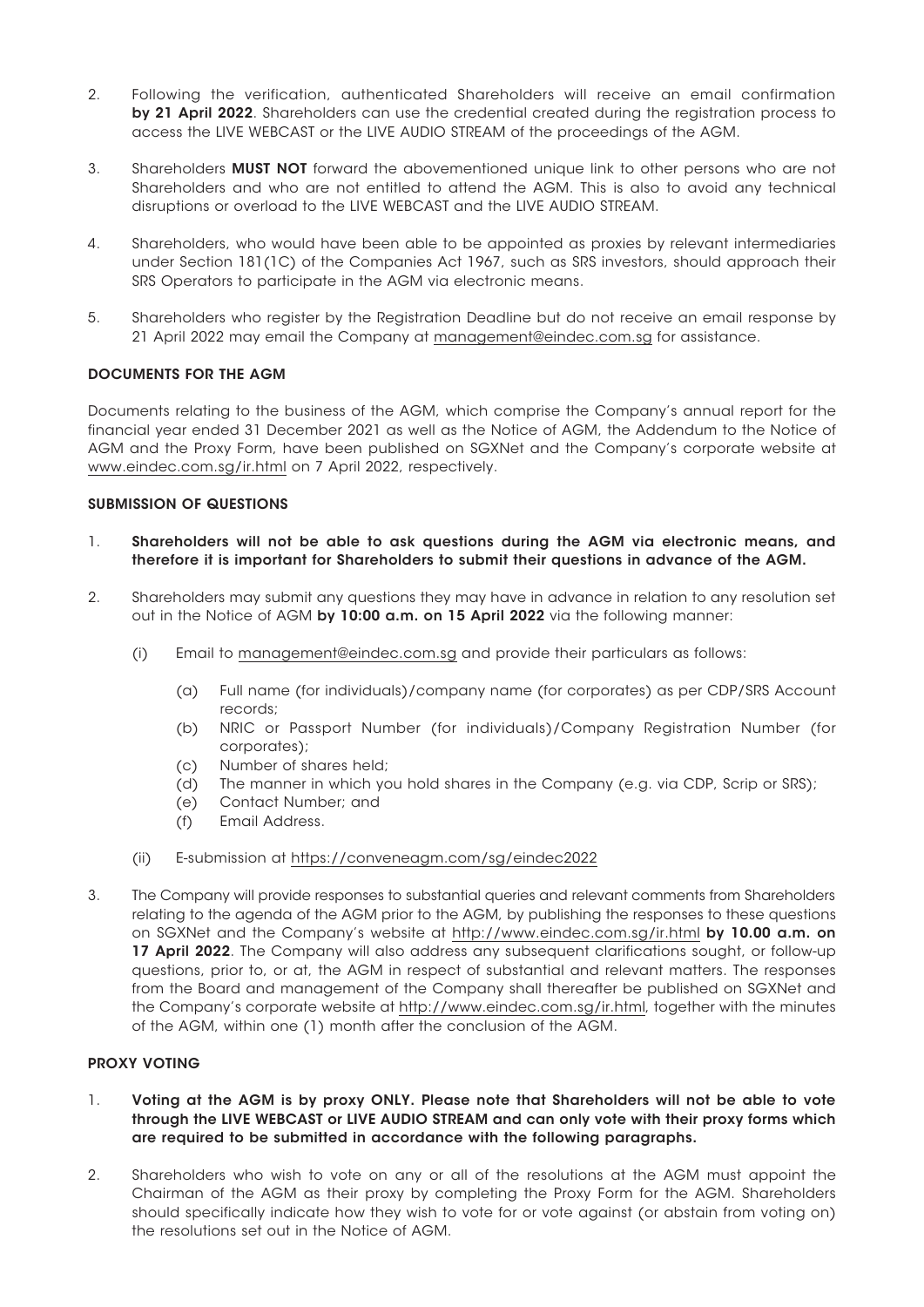2. Following the verification, authenticated Shareholders will receive an email confirmation **by 21 April 2022**. Shareholders can use the credential created during the registration process to access the LIVE WEBCAST or the LIVE AUDIO STREAM of the proceedings of the AGM.

3. Shareholders **MUST NOT** forward the abovementioned unique link to other persons who are not Shareholders and who are not entitled to attend the AGM. This is also to avoid any technical disruptions or overload to the LIVE WEBCAST and the LIVE AUDIO STREAM.

4. Shareholders, who would have been able to be appointed as proxies by relevant intermediaries under Section 181(1C) of the Companies Act 1967, such as SRS investors, should approach their SRS Operators to participate in the AGM via electronic means.

5. Shareholders who register by the Registration Deadline but do not receive an email response by 21 April 2022 may email the Company at management@eindec.com.sg for assistance.

**DOCUMENTS FOR THE AGM**

Documents relating to the business of the AGM, which comprise the Company's annual report for the financial year ended 31 December 2021 as well as the Notice of AGM, the Addendum to the Notice of AGM and the Proxy Form, have been published on SGXNet and the Company's corporate website at www.eindec.com.sg/ir.html on 7 April 2022, respectively.

**SUBMISSION OF QUESTIONS**

1. **Shareholders will not be able to ask questions during the AGM via electronic means, and therefore it is important for Shareholders to submit their questions in advance of the AGM.**

2. Shareholders may submit any questions they may have in advance in relation to any resolution set out in the Notice of AGM **by 10:00 a.m. on 15 April 2022** via the following manner:

   (i) Email to management@eindec.com.sg and provide their particulars as follows:

      (a) Full name (for individuals)/company name (for corporates) as per CDP/SRS Account records;
      (b) NRIC or Passport Number (for individuals)/Company Registration Number (for corporates);
      (c) Number of shares held;
      (d) The manner in which you hold shares in the Company (e.g. via CDP, Scrip or SRS);
      (e) Contact Number; and
      (f) Email Address.

   (ii) E-submission at https://conveneagm.com/sg/eindec2022

3. The Company will provide responses to substantial queries and relevant comments from Shareholders relating to the agenda of the AGM prior to the AGM, by publishing the responses to these questions on SGXNet and the Company's website at http://www.eindec.com.sg/ir.html **by 10.00 a.m. on 17 April 2022**. The Company will also address any subsequent clarifications sought, or follow-up questions, prior to, or at, the AGM in respect of substantial and relevant matters. The responses from the Board and management of the Company shall thereafter be published on SGXNet and the Company's corporate website at http://www.eindec.com.sg/ir.html, together with the minutes of the AGM, within one (1) month after the conclusion of the AGM.

**PROXY VOTING**

1. **Voting at the AGM is by proxy ONLY. Please note that Shareholders will not be able to vote through the LIVE WEBCAST or LIVE AUDIO STREAM and can only vote with their proxy forms which are required to be submitted in accordance with the following paragraphs.**

2. Shareholders who wish to vote on any or all of the resolutions at the AGM must appoint the Chairman of the AGM as their proxy by completing the Proxy Form for the AGM. Shareholders should specifically indicate how they wish to vote for or vote against (or abstain from voting on) the resolutions set out in the Notice of AGM.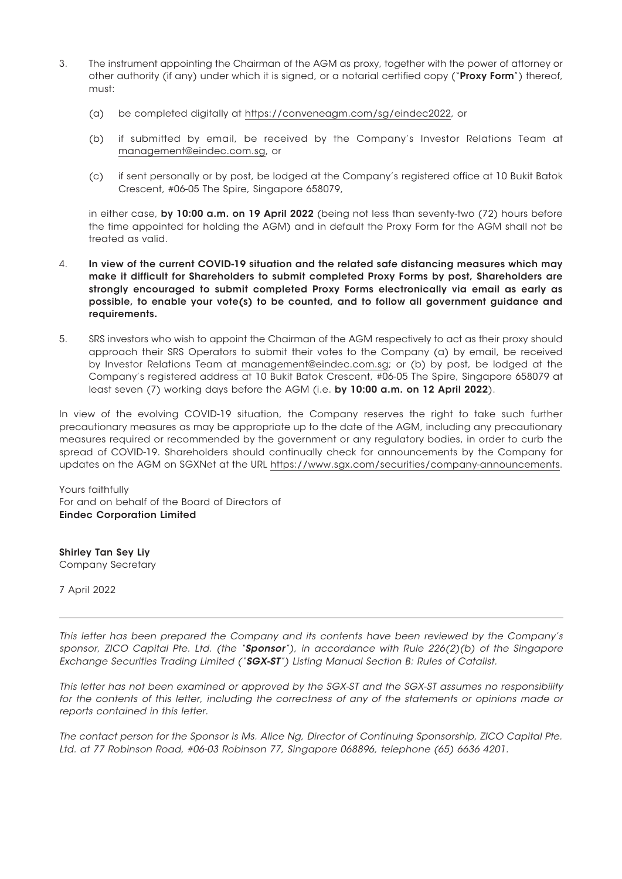3. The instrument appointing the Chairman of the AGM as proxy, together with the power of attorney or other authority (if any) under which it is signed, or a notarial certified copy ("**Proxy Form**") thereof, must:

   (a) be completed digitally at https://conveneagm.com/sg/eindec2022, or

   (b) if submitted by email, be received by the Company's Investor Relations Team at management@eindec.com.sg, or

   (c) if sent personally or by post, be lodged at the Company's registered office at 10 Bukit Batok Crescent, #06-05 The Spire, Singapore 658079,

   in either case, **by 10:00 a.m. on 19 April 2022** (being not less than seventy-two (72) hours before the time appointed for holding the AGM) and in default the Proxy Form for the AGM shall not be treated as valid.

4. **In view of the current COVID-19 situation and the related safe distancing measures which may make it difficult for Shareholders to submit completed Proxy Forms by post, Shareholders are strongly encouraged to submit completed Proxy Forms electronically via email as early as possible, to enable your vote(s) to be counted, and to follow all government guidance and requirements.**

5. SRS investors who wish to appoint the Chairman of the AGM respectively to act as their proxy should approach their SRS Operators to submit their votes to the Company (a) by email, be received by Investor Relations Team at management@eindec.com.sg; or (b) by post, be lodged at the Company's registered address at 10 Bukit Batok Crescent, #06-05 The Spire, Singapore 658079 at least seven (7) working days before the AGM (i.e. **by 10:00 a.m. on 12 April 2022**).

In view of the evolving COVID-19 situation, the Company reserves the right to take such further precautionary measures as may be appropriate up to the date of the AGM, including any precautionary measures required or recommended by the government or any regulatory bodies, in order to curb the spread of COVID-19. Shareholders should continually check for announcements by the Company for updates on the AGM on SGXNet at the URL https://www.sgx.com/securities/company-announcements.

Yours faithfully
For and on behalf of the Board of Directors of
**Eindec Corporation Limited**

**Shirley Tan Sey Liy**
Company Secretary

7 April 2022

---

*This letter has been prepared the Company and its contents have been reviewed by the Company's sponsor, ZICO Capital Pte. Ltd. (the "**Sponsor**"), in accordance with Rule 226(2)(b) of the Singapore Exchange Securities Trading Limited ("**SGX-ST**") Listing Manual Section B: Rules of Catalist.*

*This letter has not been examined or approved by the SGX-ST and the SGX-ST assumes no responsibility for the contents of this letter, including the correctness of any of the statements or opinions made or reports contained in this letter.*

*The contact person for the Sponsor is Ms. Alice Ng, Director of Continuing Sponsorship, ZICO Capital Pte. Ltd. at 77 Robinson Road, #06-03 Robinson 77, Singapore 068896, telephone (65) 6636 4201.*